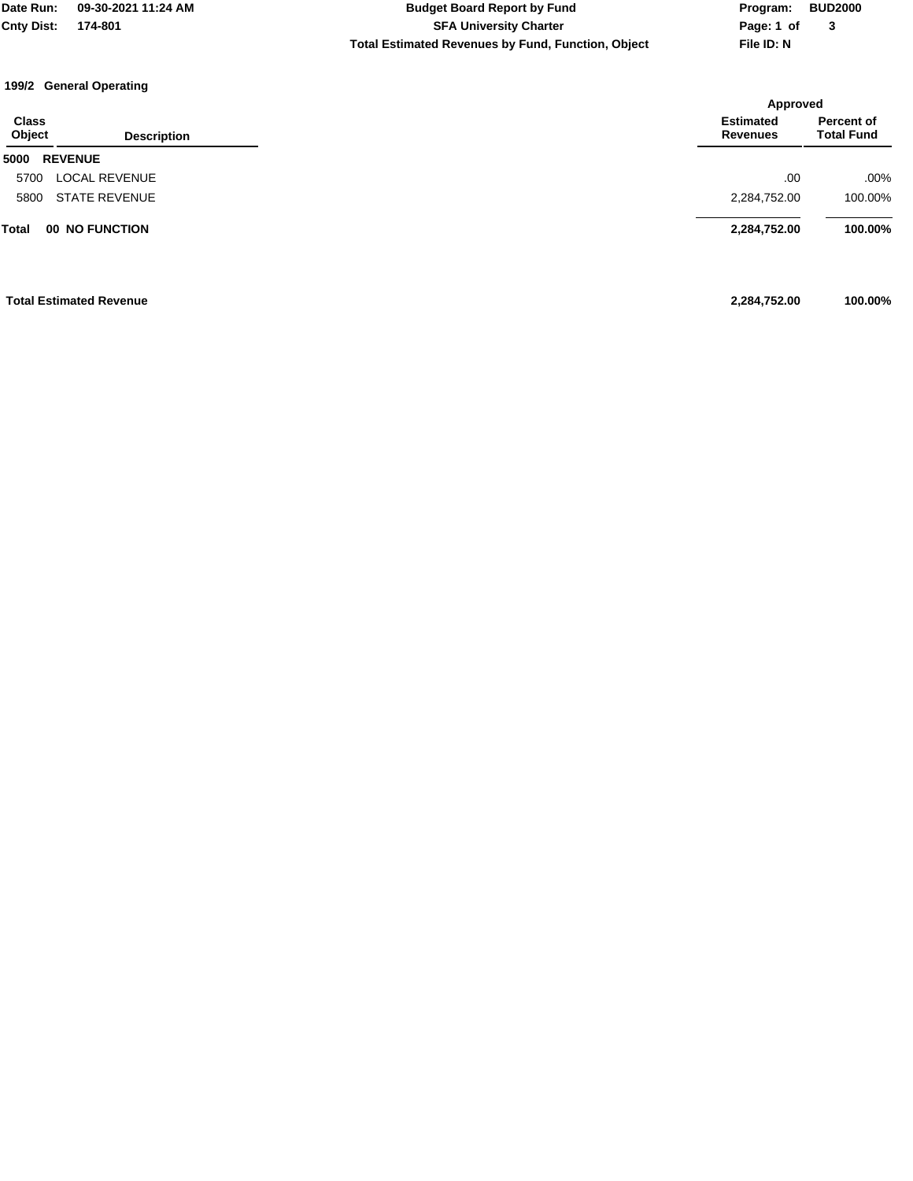Date Run: 09-30-2021 11:24 AM
Cnty Dist: 174-801

# Budget Board Report by Fund

## SFA University Charter

### Total Estimated Revenues by Fund, Function, Object

Program: BUD2000
File ID: N

### 199/2 General Operating

| Class Object | Description | Approved Estimated Revenues | Approved Percent of Total Fund |
|---|---|---|---|
| 5000 | REVENUE | | |
| 5700 | LOCAL REVENUE | .00 | .00% |
| 5800 | STATE REVENUE | 2,284,752.00 | 100.00% |
| **Total** | **00 NO FUNCTION** | **2,284,752.00** | **100.00%** |
| **Total Estimated Revenue** | | **2,284,752.00** | **100.00%** |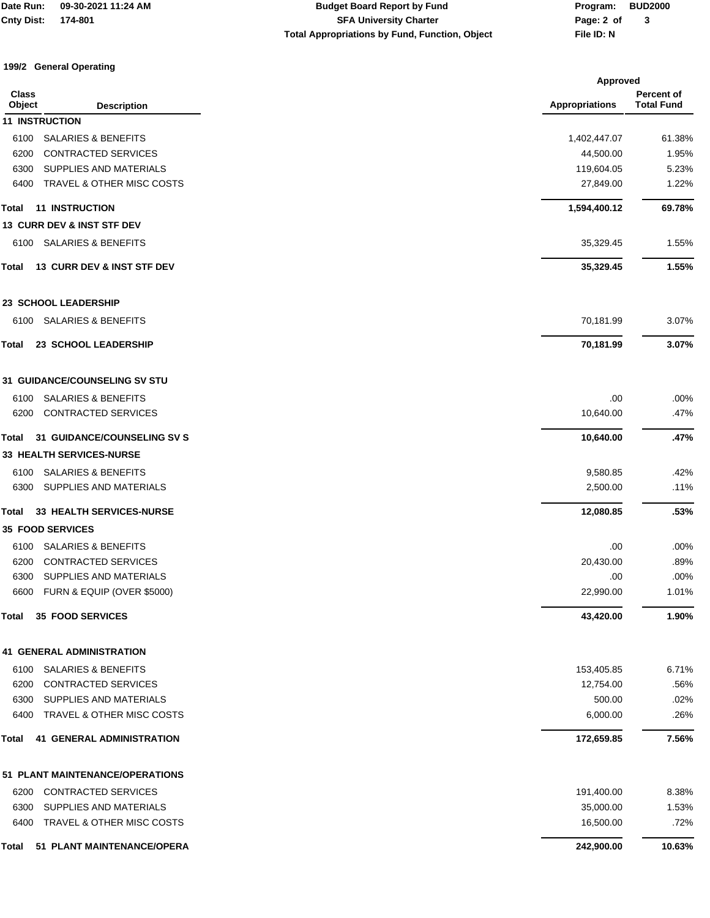**Budget Board Report by Fund**
**SFA University Charter**
**Total Appropriations by Fund, Function, Object**

Date Run: 09-30-2021 11:24 AM
Cnty Dist: 174-801
Program: BUD2000
File ID: N

## 199/2 General Operating

| Class Object | Description | Approved Appropriations | Approved Percent of Total Fund |
|---|---|---|---|
| **11 INSTRUCTION** | | | |
| 6100 | SALARIES & BENEFITS | 1,402,447.07 | 61.38% |
| 6200 | CONTRACTED SERVICES | 44,500.00 | 1.95% |
| 6300 | SUPPLIES AND MATERIALS | 119,604.05 | 5.23% |
| 6400 | TRAVEL & OTHER MISC COSTS | 27,849.00 | 1.22% |
| **Total** | **11 INSTRUCTION** | **1,594,400.12** | **69.78%** |
| **13 CURR DEV & INST STF DEV** | | | |
| 6100 | SALARIES & BENEFITS | 35,329.45 | 1.55% |
| **Total** | **13 CURR DEV & INST STF DEV** | **35,329.45** | **1.55%** |
| **23 SCHOOL LEADERSHIP** | | | |
| 6100 | SALARIES & BENEFITS | 70,181.99 | 3.07% |
| **Total** | **23 SCHOOL LEADERSHIP** | **70,181.99** | **3.07%** |
| **31 GUIDANCE/COUNSELING SV STU** | | | |
| 6100 | SALARIES & BENEFITS | .00 | .00% |
| 6200 | CONTRACTED SERVICES | 10,640.00 | .47% |
| **Total** | **31 GUIDANCE/COUNSELING SV S** | **10,640.00** | **.47%** |
| **33 HEALTH SERVICES-NURSE** | | | |
| 6100 | SALARIES & BENEFITS | 9,580.85 | .42% |
| 6300 | SUPPLIES AND MATERIALS | 2,500.00 | .11% |
| **Total** | **33 HEALTH SERVICES-NURSE** | **12,080.85** | **.53%** |
| **35 FOOD SERVICES** | | | |
| 6100 | SALARIES & BENEFITS | .00 | .00% |
| 6200 | CONTRACTED SERVICES | 20,430.00 | .89% |
| 6300 | SUPPLIES AND MATERIALS | .00 | .00% |
| 6600 | FURN & EQUIP (OVER $5000) | 22,990.00 | 1.01% |
| **Total** | **35 FOOD SERVICES** | **43,420.00** | **1.90%** |
| **41 GENERAL ADMINISTRATION** | | | |
| 6100 | SALARIES & BENEFITS | 153,405.85 | 6.71% |
| 6200 | CONTRACTED SERVICES | 12,754.00 | .56% |
| 6300 | SUPPLIES AND MATERIALS | 500.00 | .02% |
| 6400 | TRAVEL & OTHER MISC COSTS | 6,000.00 | .26% |
| **Total** | **41 GENERAL ADMINISTRATION** | **172,659.85** | **7.56%** |
| **51 PLANT MAINTENANCE/OPERATIONS** | | | |
| 6200 | CONTRACTED SERVICES | 191,400.00 | 8.38% |
| 6300 | SUPPLIES AND MATERIALS | 35,000.00 | 1.53% |
| 6400 | TRAVEL & OTHER MISC COSTS | 16,500.00 | .72% |
| **Total** | **51 PLANT MAINTENANCE/OPERA** | **242,900.00** | **10.63%** |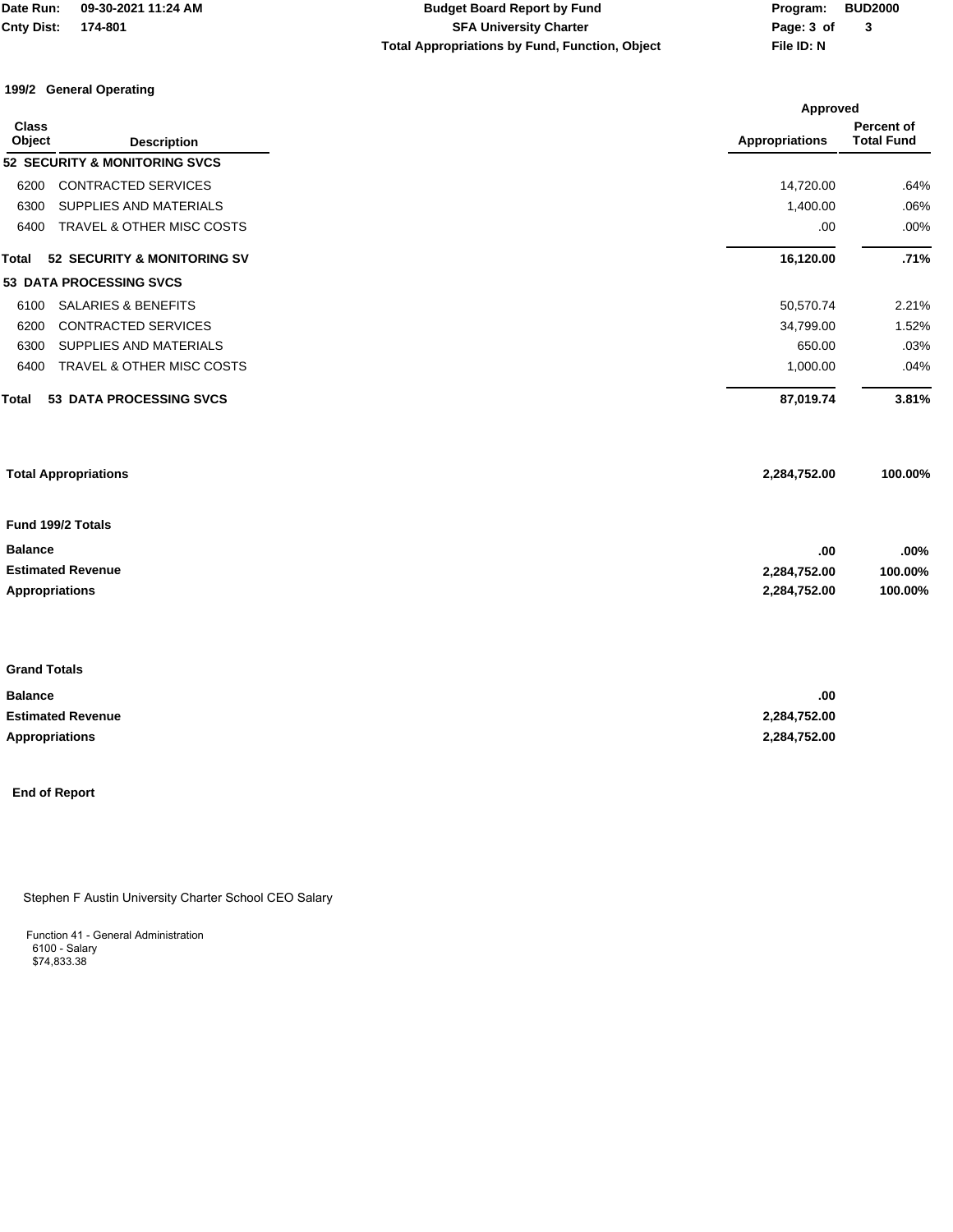**199/2 General Operating**

| Class Object | Description | Approved Appropriations | Percent of Total Fund |
|---|---|---|---|
| | **52 SECURITY & MONITORING SVCS** | | |
| 6200 | CONTRACTED SERVICES | 14,720.00 | .64% |
| 6300 | SUPPLIES AND MATERIALS | 1,400.00 | .06% |
| 6400 | TRAVEL & OTHER MISC COSTS | .00 | .00% |
| **Total** | **52 SECURITY & MONITORING SV** | **16,120.00** | **.71%** |
| | **53 DATA PROCESSING SVCS** | | |
| 6100 | SALARIES & BENEFITS | 50,570.74 | 2.21% |
| 6200 | CONTRACTED SERVICES | 34,799.00 | 1.52% |
| 6300 | SUPPLIES AND MATERIALS | 650.00 | .03% |
| 6400 | TRAVEL & OTHER MISC COSTS | 1,000.00 | .04% |
| **Total** | **53 DATA PROCESSING SVCS** | **87,019.74** | **3.81%** |
| | **Total Appropriations** | **2,284,752.00** | **100.00%** |

**Fund 199/2 Totals**

| | | |
|---|---|---|
| **Balance** | **.00** | **.00%** |
| **Estimated Revenue** | **2,284,752.00** | **100.00%** |
| **Appropriations** | **2,284,752.00** | **100.00%** |

**Grand Totals**

| | |
|---|---|
| **Balance** | **.00** |
| **Estimated Revenue** | **2,284,752.00** |
| **Appropriations** | **2,284,752.00** |

**End of Report**

Stephen F Austin University Charter School CEO Salary

Function 41 - General Administration
6100 - Salary
$74,833.38